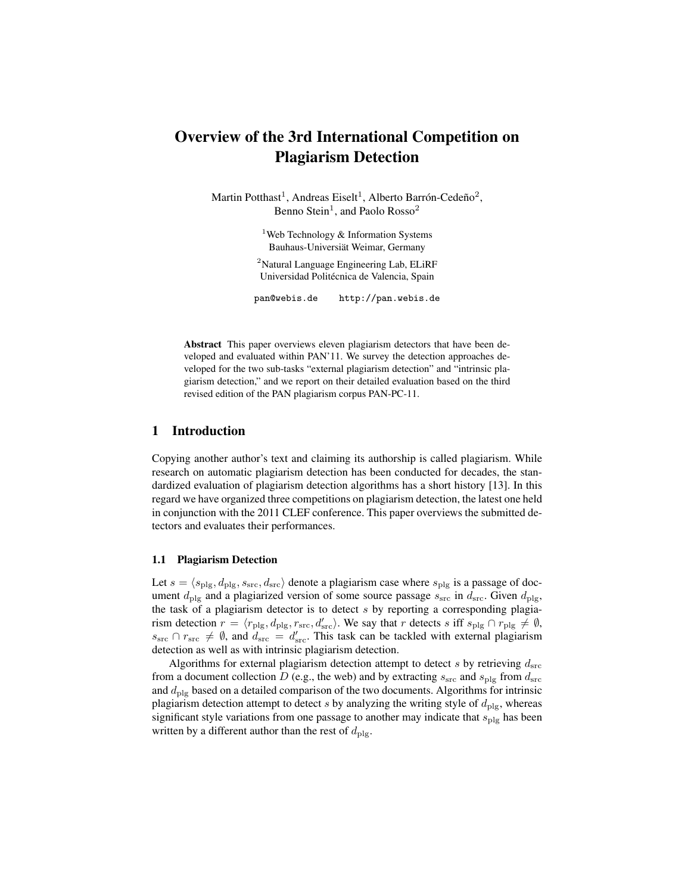# Overview of the 3rd International Competition on Plagiarism Detection

Martin Potthast[1], Andreas Eiselt[1], Alberto Barrón-Cedeño[2], Benno Stein[1], and Paolo Rosso[2]

[1]Web Technology & Information Systems
Bauhaus-Universität Weimar, Germany

[2]Natural Language Engineering Lab, ELiRF
Universidad Politécnica de Valencia, Spain

pan@webis.de    http://pan.webis.de

**Abstract** This paper overviews eleven plagiarism detectors that have been developed and evaluated within PAN'11. We survey the detection approaches developed for the two sub-tasks "external plagiarism detection" and "intrinsic plagiarism detection," and we report on their detailed evaluation based on the third revised edition of the PAN plagiarism corpus PAN-PC-11.

## 1 Introduction

Copying another author's text and claiming its authorship is called plagiarism. While research on automatic plagiarism detection has been conducted for decades, the standardized evaluation of plagiarism detection algorithms has a short history [13]. In this regard we have organized three competitions on plagiarism detection, the latest one held in conjunction with the 2011 CLEF conference. This paper overviews the submitted detectors and evaluates their performances.

### 1.1 Plagiarism Detection

Let $s = \langle s_{\mathrm{plg}}, d_{\mathrm{plg}}, s_{\mathrm{src}}, d_{\mathrm{src}} \rangle$ denote a plagiarism case where $s_{\mathrm{plg}}$ is a passage of document $d_{\mathrm{plg}}$ and a plagiarized version of some source passage $s_{\mathrm{src}}$ in $d_{\mathrm{src}}$. Given $d_{\mathrm{plg}}$, the task of a plagiarism detector is to detect $s$ by reporting a corresponding plagiarism detection $r = \langle r_{\mathrm{plg}}, d_{\mathrm{plg}}, r_{\mathrm{src}}, d'_{\mathrm{src}} \rangle$. We say that $r$ detects $s$ iff $s_{\mathrm{plg}} \cap r_{\mathrm{plg}} \neq \emptyset$, $s_{\mathrm{src}} \cap r_{\mathrm{src}} \neq \emptyset$, and $d_{\mathrm{src}} = d'_{\mathrm{src}}$. This task can be tackled with external plagiarism detection as well as with intrinsic plagiarism detection.

Algorithms for external plagiarism detection attempt to detect $s$ by retrieving $d_{\mathrm{src}}$ from a document collection $D$ (e.g., the web) and by extracting $s_{\mathrm{src}}$ and $s_{\mathrm{plg}}$ from $d_{\mathrm{src}}$ and $d_{\mathrm{plg}}$ based on a detailed comparison of the two documents. Algorithms for intrinsic plagiarism detection attempt to detect $s$ by analyzing the writing style of $d_{\mathrm{plg}}$, whereas significant style variations from one passage to another may indicate that $s_{\mathrm{plg}}$ has been written by a different author than the rest of $d_{\mathrm{plg}}$.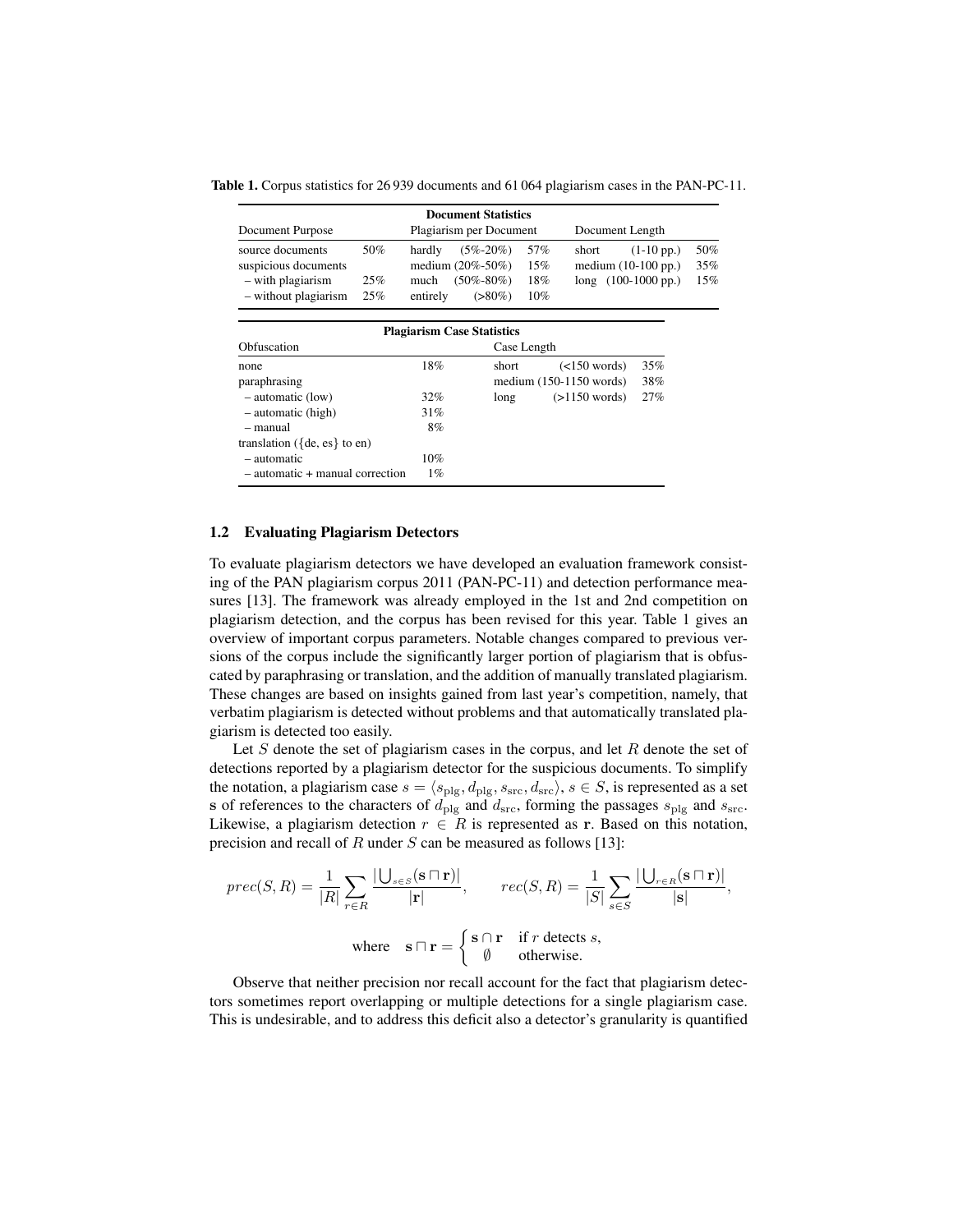**Table 1.** Corpus statistics for 26 939 documents and 61 064 plagiarism cases in the PAN-PC-11.

| **Document Statistics** | | | | | |
|---|---|---|---|---|---|
| Document Purpose | | Plagiarism per Document | | Document Length | |
| source documents | 50% | hardly (5%-20%) | 57% | short (1-10 pp.) | 50% |
| suspicious documents | | medium (20%-50%) | 15% | medium (10-100 pp.) | 35% |
| – with plagiarism | 25% | much (50%-80%) | 18% | long (100-1000 pp.) | 15% |
| – without plagiarism | 25% | entirely (>80%) | 10% | | |

| **Plagiarism Case Statistics** | | | |
|---|---|---|---|
| Obfuscation | | Case Length | |
| none | 18% | short (<150 words) | 35% |
| paraphrasing | | medium (150-1150 words) | 38% |
| – automatic (low) | 32% | long (>1150 words) | 27% |
| – automatic (high) | 31% | | |
| – manual | 8% | | |
| translation ({de, es} to en) | | | |
| – automatic | 10% | | |
| – automatic + manual correction | 1% | | |

### 1.2 Evaluating Plagiarism Detectors

To evaluate plagiarism detectors we have developed an evaluation framework consisting of the PAN plagiarism corpus 2011 (PAN-PC-11) and detection performance measures [13]. The framework was already employed in the 1st and 2nd competition on plagiarism detection, and the corpus has been revised for this year. Table 1 gives an overview of important corpus parameters. Notable changes compared to previous versions of the corpus include the significantly larger portion of plagiarism that is obfuscated by paraphrasing or translation, and the addition of manually translated plagiarism. These changes are based on insights gained from last year's competition, namely, that verbatim plagiarism is detected without problems and that automatically translated plagiarism is detected too easily.

Let $S$ denote the set of plagiarism cases in the corpus, and let $R$ denote the set of detections reported by a plagiarism detector for the suspicious documents. To simplify the notation, a plagiarism case $s = \langle s_{\text{plg}}, d_{\text{plg}}, s_{\text{src}}, d_{\text{src}} \rangle$, $s \in S$, is represented as a set $\mathbf{s}$ of references to the characters of $d_{\text{plg}}$ and $d_{\text{src}}$, forming the passages $s_{\text{plg}}$ and $s_{\text{src}}$. Likewise, a plagiarism detection $r \in R$ is represented as $\mathbf{r}$. Based on this notation, precision and recall of $R$ under $S$ can be measured as follows [13]:

$$prec(S, R) = \frac{1}{|R|} \sum_{r \in R} \frac{|\bigcup_{s \in S} (\mathbf{s} \sqcap \mathbf{r})|}{|\mathbf{r}|}, \qquad rec(S, R) = \frac{1}{|S|} \sum_{s \in S} \frac{|\bigcup_{r \in R} (\mathbf{s} \sqcap \mathbf{r})|}{|\mathbf{s}|},$$

$$\text{where} \quad \mathbf{s} \sqcap \mathbf{r} = \begin{cases} \mathbf{s} \cap \mathbf{r} & \text{if } r \text{ detects } s, \\ \emptyset & \text{otherwise.} \end{cases}$$

Observe that neither precision nor recall account for the fact that plagiarism detectors sometimes report overlapping or multiple detections for a single plagiarism case. This is undesirable, and to address this deficit also a detector's granularity is quantified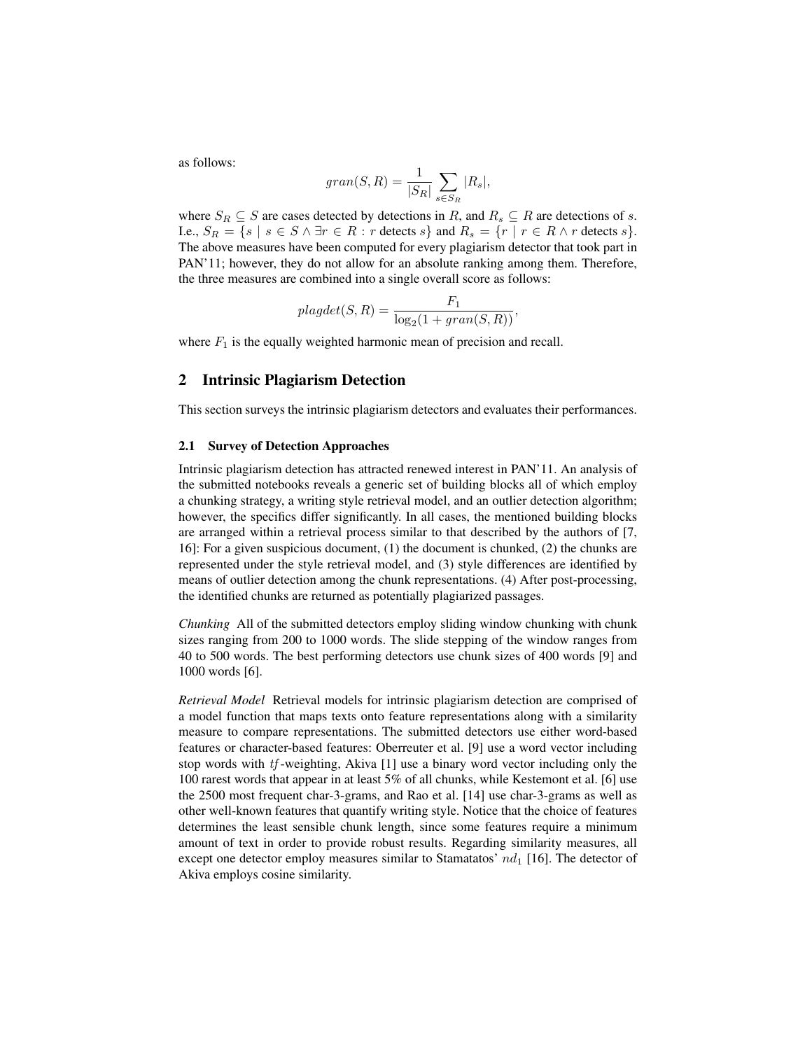as follows:

$$gran(S, R) = \frac{1}{|S_R|} \sum_{s \in S_R} |R_s|,$$

where $S_R \subseteq S$ are cases detected by detections in $R$, and $R_s \subseteq R$ are detections of $s$. I.e., $S_R = \{s \mid s \in S \wedge \exists r \in R : r \text{ detects } s\}$ and $R_s = \{r \mid r \in R \wedge r \text{ detects } s\}$. The above measures have been computed for every plagiarism detector that took part in PAN'11; however, they do not allow for an absolute ranking among them. Therefore, the three measures are combined into a single overall score as follows:

$$plagdet(S, R) = \frac{F_1}{\log_2(1 + gran(S, R))},$$

where $F_1$ is the equally weighted harmonic mean of precision and recall.

## 2 Intrinsic Plagiarism Detection

This section surveys the intrinsic plagiarism detectors and evaluates their performances.

### 2.1 Survey of Detection Approaches

Intrinsic plagiarism detection has attracted renewed interest in PAN'11. An analysis of the submitted notebooks reveals a generic set of building blocks all of which employ a chunking strategy, a writing style retrieval model, and an outlier detection algorithm; however, the specifics differ significantly. In all cases, the mentioned building blocks are arranged within a retrieval process similar to that described by the authors of [7, 16]: For a given suspicious document, (1) the document is chunked, (2) the chunks are represented under the style retrieval model, and (3) style differences are identified by means of outlier detection among the chunk representations. (4) After post-processing, the identified chunks are returned as potentially plagiarized passages.

*Chunking* All of the submitted detectors employ sliding window chunking with chunk sizes ranging from 200 to 1000 words. The slide stepping of the window ranges from 40 to 500 words. The best performing detectors use chunk sizes of 400 words [9] and 1000 words [6].

*Retrieval Model* Retrieval models for intrinsic plagiarism detection are comprised of a model function that maps texts onto feature representations along with a similarity measure to compare representations. The submitted detectors use either word-based features or character-based features: Oberreuter et al. [9] use a word vector including stop words with $tf$-weighting, Akiva [1] use a binary word vector including only the 100 rarest words that appear in at least 5% of all chunks, while Kestemont et al. [6] use the 2500 most frequent char-3-grams, and Rao et al. [14] use char-3-grams as well as other well-known features that quantify writing style. Notice that the choice of features determines the least sensible chunk length, since some features require a minimum amount of text in order to provide robust results. Regarding similarity measures, all except one detector employ measures similar to Stamatatos' $nd_1$ [16]. The detector of Akiva employs cosine similarity.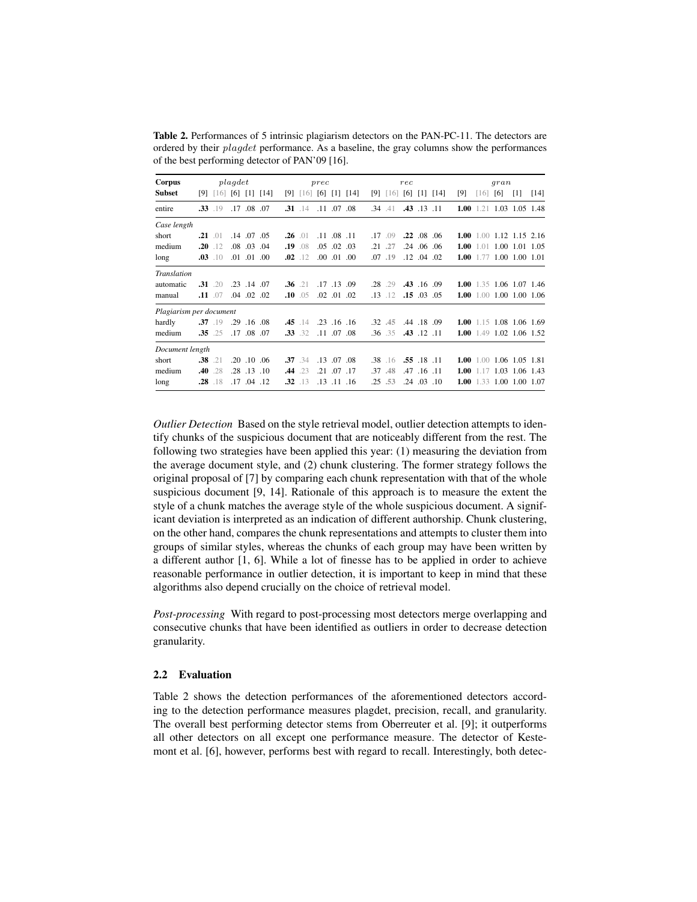**Table 2.** Performances of 5 intrinsic plagiarism detectors on the PAN-PC-11. The detectors are ordered by their *plagdet* performance. As a baseline, the gray columns show the performances of the best performing detector of PAN'09 [16].

| Corpus | *plagdet* | | | | | *prec* | | | | | *rec* | | | | | *gran* | | | | |
|---|---|---|---|---|---|---|---|---|---|---|---|---|---|---|---|---|---|---|---|---|
| **Subset** | [9] | [16] | [6] | [1] | [14] | [9] | [16] | [6] | [1] | [14] | [9] | [16] | [6] | [1] | [14] | [9] | [16] | [6] | [1] | [14] |
| entire | **.33** | .19 | .17 | .08 | .07 | **.31** | .14 | .11 | .07 | .08 | .34 | .41 | **.43** | .13 | .11 | **1.00** | 1.21 | 1.03 | 1.05 | 1.48 |
| *Case length* | | | | | | | | | | | | | | | | | | | | |
| short | **.21** | .01 | .14 | .07 | .05 | **.26** | .01 | .11 | .08 | .11 | .17 | .09 | **.22** | .08 | .06 | **1.00** | 1.00 | 1.12 | 1.15 | 2.16 |
| medium | **.20** | .12 | .08 | .03 | .04 | **.19** | .08 | .05 | .02 | .03 | .21 | **.27** | .24 | .06 | .06 | **1.00** | 1.01 | 1.00 | 1.01 | 1.05 |
| long | **.03** | .10 | .01 | .01 | .00 | **.02** | .12 | .00 | .01 | .00 | .07 | **.19** | .12 | .04 | .02 | **1.00** | 1.77 | 1.00 | 1.00 | 1.01 |
| *Translation* | | | | | | | | | | | | | | | | | | | | |
| automatic | **.31** | .20 | .23 | .14 | .07 | **.36** | .21 | .17 | .13 | .09 | .28 | .29 | **.43** | .16 | .09 | **1.00** | 1.35 | 1.06 | 1.07 | 1.46 |
| manual | **.11** | .07 | .04 | .02 | .02 | **.10** | .05 | .02 | .01 | .02 | .13 | .12 | **.15** | .03 | .05 | **1.00** | 1.00 | 1.00 | 1.00 | 1.06 |
| *Plagiarism per document* | | | | | | | | | | | | | | | | | | | | |
| hardly | **.37** | .19 | .29 | .16 | .08 | **.45** | .14 | .23 | .16 | .16 | .32 | **.45** | .44 | .18 | .09 | **1.00** | 1.15 | 1.08 | 1.06 | 1.69 |
| medium | **.35** | .25 | .17 | .08 | .07 | **.33** | .32 | .11 | .07 | .08 | .36 | .35 | **.43** | .12 | .11 | **1.00** | 1.49 | 1.02 | 1.06 | 1.52 |
| *Document length* | | | | | | | | | | | | | | | | | | | | |
| short | **.38** | .21 | .20 | .10 | .06 | **.37** | .34 | .13 | .07 | .08 | .38 | .16 | **.55** | .18 | .11 | **1.00** | 1.00 | 1.06 | 1.05 | 1.81 |
| medium | **.40** | .28 | .28 | .13 | .10 | **.44** | .23 | .21 | .07 | .17 | .37 | **.48** | .47 | .16 | .11 | **1.00** | 1.17 | 1.03 | 1.06 | 1.43 |
| long | **.28** | .18 | .17 | .04 | .12 | **.32** | .13 | .13 | .11 | .16 | .25 | **.53** | .24 | .03 | .10 | **1.00** | 1.33 | 1.00 | 1.00 | 1.07 |

*Outlier Detection* Based on the style retrieval model, outlier detection attempts to identify chunks of the suspicious document that are noticeably different from the rest. The following two strategies have been applied this year: (1) measuring the deviation from the average document style, and (2) chunk clustering. The former strategy follows the original proposal of [7] by comparing each chunk representation with that of the whole suspicious document [9, 14]. Rationale of this approach is to measure the extent the style of a chunk matches the average style of the whole suspicious document. A significant deviation is interpreted as an indication of different authorship. Chunk clustering, on the other hand, compares the chunk representations and attempts to cluster them into groups of similar styles, whereas the chunks of each group may have been written by a different author [1, 6]. While a lot of finesse has to be applied in order to achieve reasonable performance in outlier detection, it is important to keep in mind that these algorithms also depend crucially on the choice of retrieval model.

*Post-processing* With regard to post-processing most detectors merge overlapping and consecutive chunks that have been identified as outliers in order to decrease detection granularity.

### 2.2 Evaluation

Table 2 shows the detection performances of the aforementioned detectors according to the detection performance measures plagdet, precision, recall, and granularity. The overall best performing detector stems from Oberreuter et al. [9]; it outperforms all other detectors on all except one performance measure. The detector of Kestemont et al. [6], however, performs best with regard to recall. Interestingly, both detec-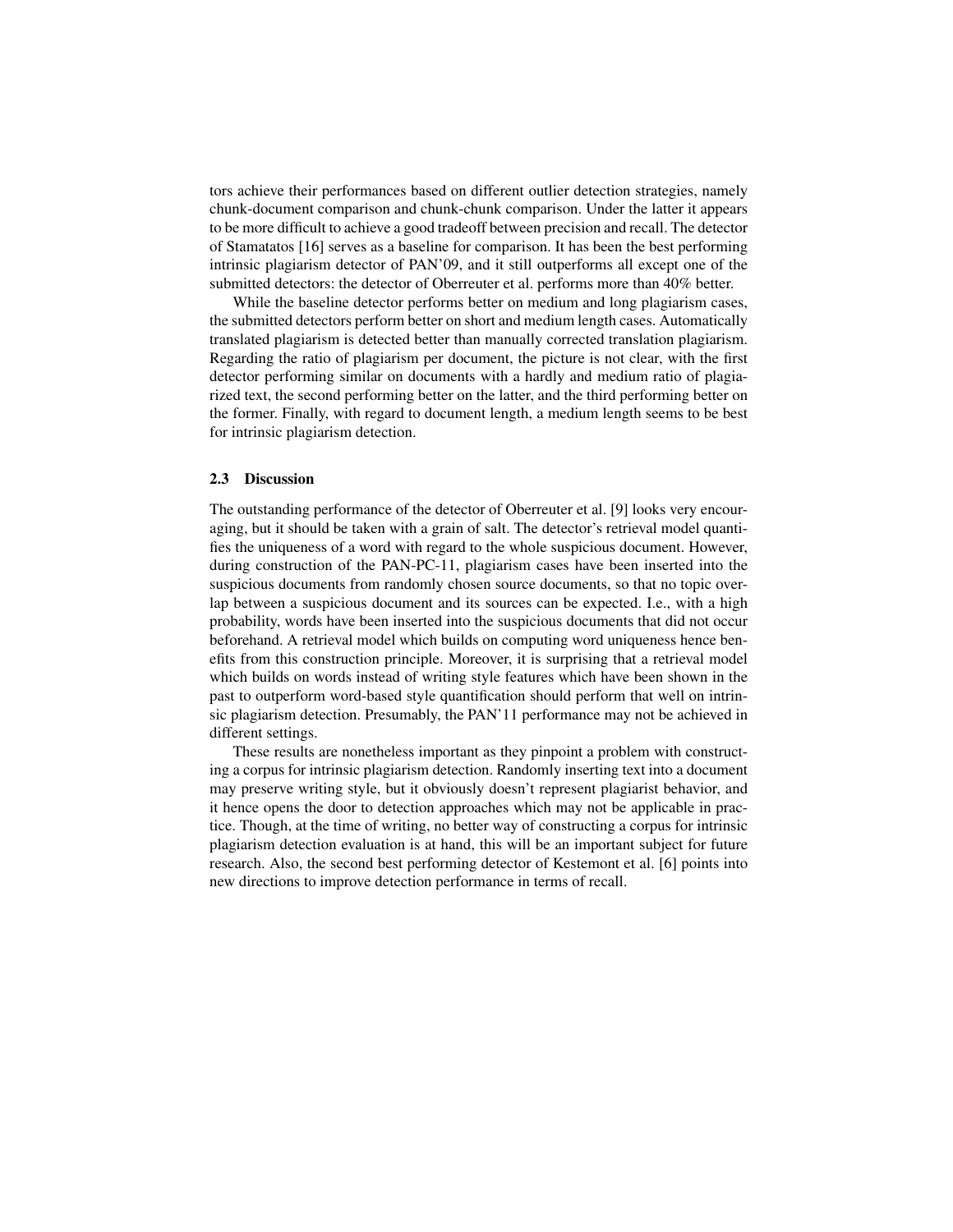tors achieve their performances based on different outlier detection strategies, namely chunk-document comparison and chunk-chunk comparison. Under the latter it appears to be more difficult to achieve a good tradeoff between precision and recall. The detector of Stamatatos [16] serves as a baseline for comparison. It has been the best performing intrinsic plagiarism detector of PAN'09, and it still outperforms all except one of the submitted detectors: the detector of Oberreuter et al. performs more than 40% better.

While the baseline detector performs better on medium and long plagiarism cases, the submitted detectors perform better on short and medium length cases. Automatically translated plagiarism is detected better than manually corrected translation plagiarism. Regarding the ratio of plagiarism per document, the picture is not clear, with the first detector performing similar on documents with a hardly and medium ratio of plagiarized text, the second performing better on the latter, and the third performing better on the former. Finally, with regard to document length, a medium length seems to be best for intrinsic plagiarism detection.

### 2.3 Discussion

The outstanding performance of the detector of Oberreuter et al. [9] looks very encouraging, but it should be taken with a grain of salt. The detector's retrieval model quantifies the uniqueness of a word with regard to the whole suspicious document. However, during construction of the PAN-PC-11, plagiarism cases have been inserted into the suspicious documents from randomly chosen source documents, so that no topic overlap between a suspicious document and its sources can be expected. I.e., with a high probability, words have been inserted into the suspicious documents that did not occur beforehand. A retrieval model which builds on computing word uniqueness hence benefits from this construction principle. Moreover, it is surprising that a retrieval model which builds on words instead of writing style features which have been shown in the past to outperform word-based style quantification should perform that well on intrinsic plagiarism detection. Presumably, the PAN'11 performance may not be achieved in different settings.

These results are nonetheless important as they pinpoint a problem with constructing a corpus for intrinsic plagiarism detection. Randomly inserting text into a document may preserve writing style, but it obviously doesn't represent plagiarist behavior, and it hence opens the door to detection approaches which may not be applicable in practice. Though, at the time of writing, no better way of constructing a corpus for intrinsic plagiarism detection evaluation is at hand, this will be an important subject for future research. Also, the second best performing detector of Kestemont et al. [6] points into new directions to improve detection performance in terms of recall.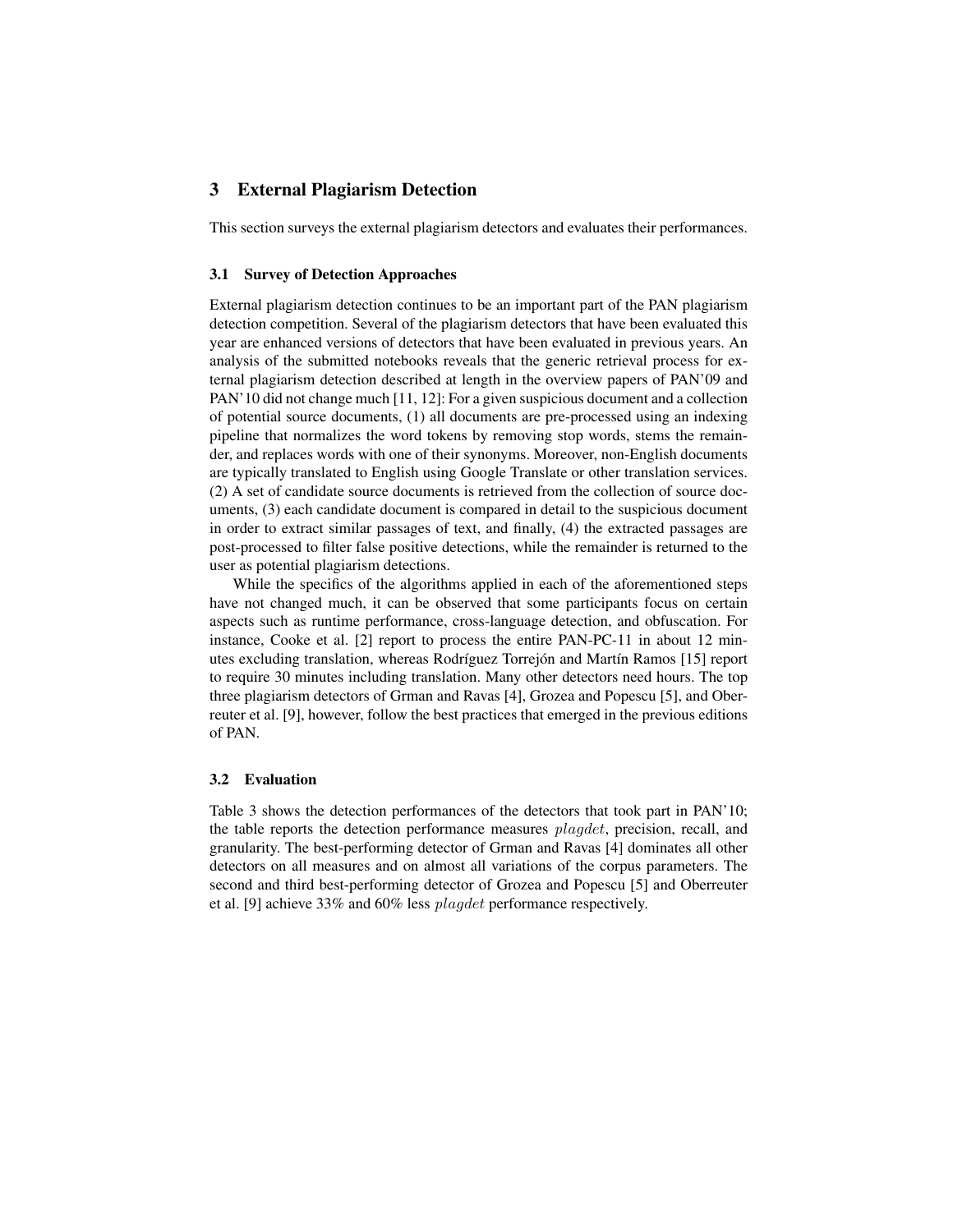## 3 External Plagiarism Detection

This section surveys the external plagiarism detectors and evaluates their performances.

### 3.1 Survey of Detection Approaches

External plagiarism detection continues to be an important part of the PAN plagiarism detection competition. Several of the plagiarism detectors that have been evaluated this year are enhanced versions of detectors that have been evaluated in previous years. An analysis of the submitted notebooks reveals that the generic retrieval process for external plagiarism detection described at length in the overview papers of PAN'09 and PAN'10 did not change much [11, 12]: For a given suspicious document and a collection of potential source documents, (1) all documents are pre-processed using an indexing pipeline that normalizes the word tokens by removing stop words, stems the remainder, and replaces words with one of their synonyms. Moreover, non-English documents are typically translated to English using Google Translate or other translation services. (2) A set of candidate source documents is retrieved from the collection of source documents, (3) each candidate document is compared in detail to the suspicious document in order to extract similar passages of text, and finally, (4) the extracted passages are post-processed to filter false positive detections, while the remainder is returned to the user as potential plagiarism detections.

While the specifics of the algorithms applied in each of the aforementioned steps have not changed much, it can be observed that some participants focus on certain aspects such as runtime performance, cross-language detection, and obfuscation. For instance, Cooke et al. [2] report to process the entire PAN-PC-11 in about 12 minutes excluding translation, whereas Rodríguez Torrejón and Martín Ramos [15] report to require 30 minutes including translation. Many other detectors need hours. The top three plagiarism detectors of Grman and Ravas [4], Grozea and Popescu [5], and Oberreuter et al. [9], however, follow the best practices that emerged in the previous editions of PAN.

### 3.2 Evaluation

Table 3 shows the detection performances of the detectors that took part in PAN'10; the table reports the detection performance measures $plagdet$, precision, recall, and granularity. The best-performing detector of Grman and Ravas [4] dominates all other detectors on all measures and on almost all variations of the corpus parameters. The second and third best-performing detector of Grozea and Popescu [5] and Oberreuter et al. [9] achieve 33% and 60% less $plagdet$ performance respectively.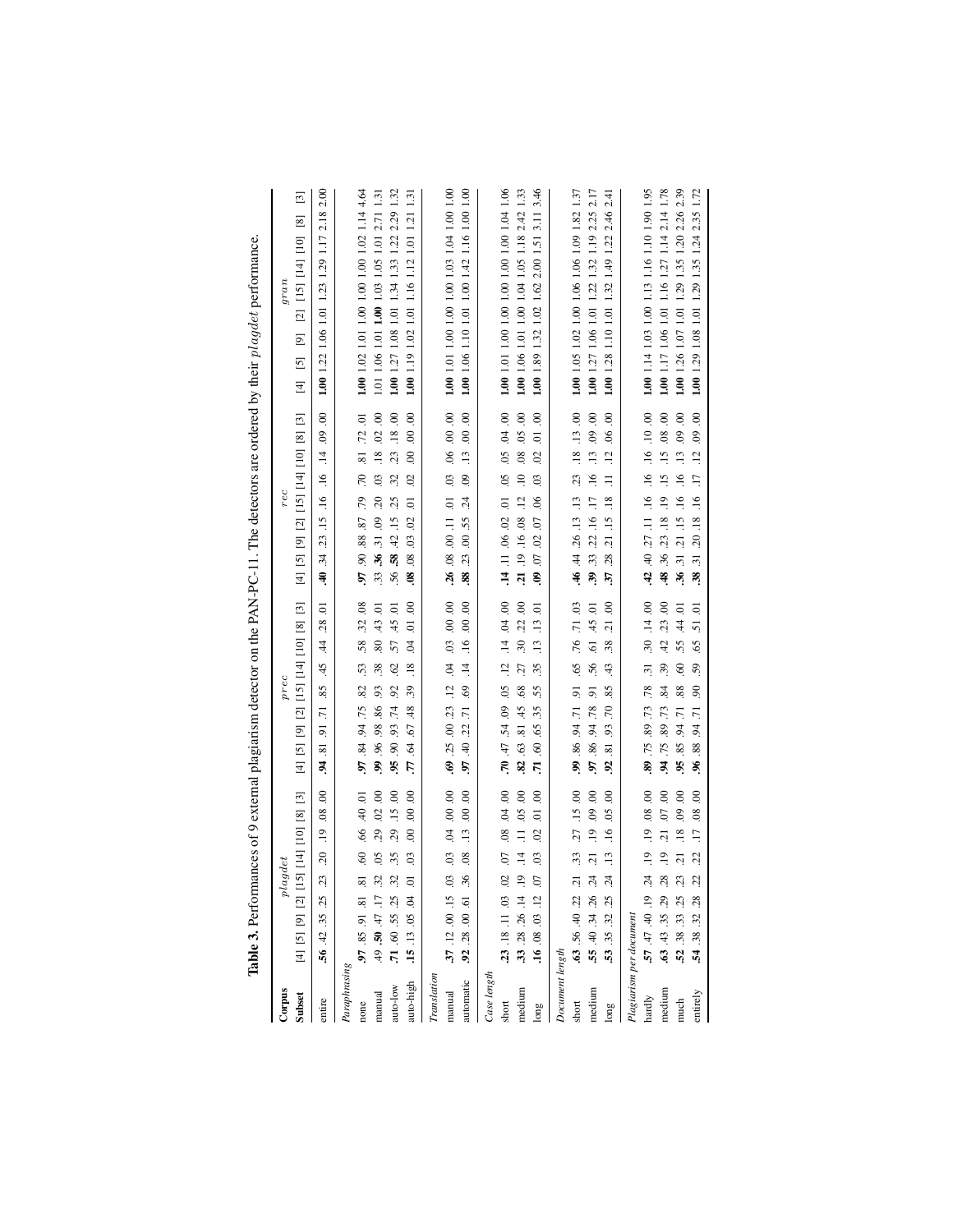**Table 3.** Performances of 9 external plagiarism detector on the PAN-PC-11. The detectors are ordered by their *plagdet* performance.

| Corpus | *plagdet* | | | | | | | | | *prec* | | | | | | | | | *rec* | | | | | | | | | *gran* | | | | | | | | |
|---|---|---|---|---|---|---|---|---|---|---|---|---|---|---|---|---|---|---|---|---|---|---|---|---|---|---|---|---|---|---|---|---|---|---|---|---|
| **Subset** | [4] | [5] | [9] | [2] | [15] | [14] | [10] | [8] | [3] | [4] | [5] | [9] | [2] | [15] | [14] | [10] | [8] | [3] | [4] | [5] | [9] | [2] | [15] | [14] | [10] | [8] | [3] | [4] | [5] | [9] | [2] | [15] | [14] | [10] | [8] | [3] |
| entire | **.56** | .42 | .35 | .25 | .23 | .20 | .19 | .08 | .00 | **.94** | .81 | .91 | .71 | .85 | .45 | .44 | .28 | .01 | **.40** | .34 | .23 | .15 | .16 | .16 | .14 | .09 | .00 | **1.00** | 1.22 | 1.06 | 1.01 | 1.23 | 1.29 | 1.17 | 2.18 | 2.00 |
| *Paraphrasing* | | | | | | | | | | | | | | | | | | | | | | | | | | | | | | | | | | | | |
| none | **.97** | .85 | .91 | .81 | .81 | .60 | .66 | .40 | .01 | **.97** | .84 | .94 | .75 | .82 | .53 | .58 | .32 | .08 | **.97** | .90 | .88 | .87 | .79 | .70 | .81 | .72 | .01 | **1.00** | 1.02 | 1.01 | 1.00 | 1.00 | 1.00 | 1.02 | 1.14 | 4.64 |
| manual | .49 | **.50** | .47 | .17 | .32 | .05 | .29 | .02 | .00 | **.99** | .96 | .98 | .86 | .93 | .38 | .80 | .43 | .01 | .33 | **.36** | .31 | .09 | .20 | .03 | .18 | .02 | .00 | 1.01 | 1.06 | 1.01 | **1.00** | 1.03 | 1.05 | 1.01 | 2.71 | 1.31 |
| auto-low | **.71** | .60 | .55 | .25 | .32 | .35 | .29 | .15 | .00 | **.95** | .90 | .93 | .74 | .92 | .62 | .57 | .45 | .01 | .56 | **.58** | .42 | .15 | .25 | .32 | .23 | .18 | .00 | **1.00** | 1.27 | 1.08 | 1.01 | 1.34 | 1.33 | 1.22 | 2.29 | 1.32 |
| auto-high | **.15** | .13 | .05 | .04 | .01 | .03 | .00 | .00 | .00 | **.77** | .64 | .67 | .48 | .39 | .18 | .04 | .01 | .00 | **.08** | .08 | .03 | .02 | .01 | .02 | .00 | .00 | .00 | **1.00** | 1.19 | 1.02 | 1.01 | 1.16 | 1.12 | 1.01 | 1.21 | 1.31 |
| *Translation* | | | | | | | | | | | | | | | | | | | | | | | | | | | | | | | | | | | | |
| manual | **.37** | .12 | .00 | .15 | .03 | .03 | .04 | .00 | .00 | **.69** | .25 | .00 | .23 | .12 | .04 | .03 | .00 | .00 | **.26** | .08 | .00 | .11 | .01 | .03 | .06 | .00 | .00 | **1.00** | 1.01 | 1.00 | 1.00 | 1.00 | 1.03 | 1.04 | 1.00 | 1.00 |
| automatic | **.92** | .28 | .00 | .61 | .36 | .08 | .13 | .00 | .00 | **.97** | .40 | .22 | .71 | .69 | .14 | .16 | .00 | .00 | **.88** | .23 | .00 | .55 | .24 | .09 | .13 | .00 | .00 | **1.00** | 1.06 | 1.10 | 1.01 | 1.00 | 1.42 | 1.16 | 1.00 | 1.00 |
| *Case length* | | | | | | | | | | | | | | | | | | | | | | | | | | | | | | | | | | | | |
| short | **.23** | .18 | .11 | .03 | .02 | .07 | .08 | .04 | .00 | **.70** | .47 | .54 | .09 | .05 | .12 | .14 | .04 | .00 | **.14** | .11 | .06 | .02 | .01 | .05 | .05 | .04 | .00 | **1.00** | 1.01 | 1.00 | 1.00 | 1.00 | 1.00 | 1.00 | 1.04 | 1.06 |
| medium | **.33** | .28 | .26 | .14 | .19 | .14 | .11 | .05 | .00 | **.82** | .63 | .81 | .45 | .68 | .27 | .30 | .22 | .00 | **.21** | .19 | .16 | .08 | .12 | .10 | .08 | .05 | .00 | **1.00** | 1.06 | 1.01 | 1.00 | 1.04 | 1.05 | 1.18 | 2.42 | 1.33 |
| long | **.16** | .08 | .03 | .12 | .07 | .03 | .02 | .01 | .00 | **.71** | .60 | .65 | .35 | .55 | .35 | .13 | .13 | .01 | **.09** | .07 | .02 | .07 | .06 | .03 | .02 | .01 | .00 | **1.00** | 1.89 | 1.32 | 1.02 | 1.62 | 2.00 | 1.51 | 3.11 | 3.46 |
| *Document length* | | | | | | | | | | | | | | | | | | | | | | | | | | | | | | | | | | | | |
| short | **.63** | .56 | .40 | .22 | .21 | .33 | .27 | .15 | .00 | **.99** | .86 | .94 | .71 | .91 | .65 | .76 | .71 | .03 | **.46** | .44 | .26 | .13 | .13 | .23 | .18 | .13 | .00 | **1.00** | 1.05 | 1.02 | 1.00 | 1.06 | 1.06 | 1.09 | 1.82 | 1.37 |
| medium | **.55** | .40 | .34 | .26 | .24 | .21 | .19 | .09 | .00 | **.97** | .86 | .94 | .78 | .91 | .56 | .61 | .45 | .01 | **.39** | .33 | .22 | .16 | .17 | .16 | .13 | .09 | .00 | **1.00** | 1.27 | 1.06 | 1.01 | 1.22 | 1.32 | 1.19 | 2.25 | 2.17 |
| long | **.53** | .35 | .32 | .25 | .24 | .13 | .16 | .05 | .00 | **.92** | .81 | .93 | .70 | .85 | .43 | .38 | .21 | .00 | **.37** | .28 | .21 | .15 | .18 | .11 | .12 | .06 | .00 | **1.00** | 1.28 | 1.10 | 1.01 | 1.32 | 1.49 | 1.22 | 2.46 | 2.41 |
| *Plagiarism per document* | | | | | | | | | | | | | | | | | | | | | | | | | | | | | | | | | | | | |
| hardly | **.57** | .47 | .40 | .19 | .24 | .19 | .19 | .08 | .00 | **.89** | .75 | .89 | .73 | .78 | .31 | .30 | .14 | .00 | **.42** | .40 | .27 | .11 | .16 | .16 | .16 | .10 | .00 | **1.00** | 1.14 | 1.03 | 1.00 | 1.13 | 1.16 | 1.10 | 1.90 | 1.95 |
| medium | **.63** | .43 | .35 | .29 | .28 | .19 | .21 | .07 | .00 | **.94** | .75 | .89 | .73 | .84 | .39 | .42 | .23 | .00 | **.48** | .36 | .23 | .18 | .19 | .15 | .15 | .08 | .00 | **1.00** | 1.17 | 1.06 | 1.01 | 1.16 | 1.27 | 1.14 | 2.14 | 1.78 |
| much | **.52** | .38 | .33 | .25 | .23 | .21 | .18 | .09 | .00 | **.95** | .85 | .94 | .71 | .88 | .60 | .55 | .44 | .01 | **.36** | .31 | .21 | .15 | .16 | .16 | .13 | .09 | .00 | **1.00** | 1.26 | 1.07 | 1.01 | 1.29 | 1.35 | 1.20 | 2.26 | 2.39 |
| entirely | **.54** | .38 | .32 | .28 | .22 | .22 | .17 | .08 | .00 | **.96** | .88 | .94 | .71 | .90 | .59 | .65 | .51 | .01 | **.38** | .31 | .20 | .18 | .16 | .17 | .12 | .09 | .00 | **1.00** | 1.29 | 1.08 | 1.01 | 1.29 | 1.35 | 1.24 | 2.35 | 1.72 |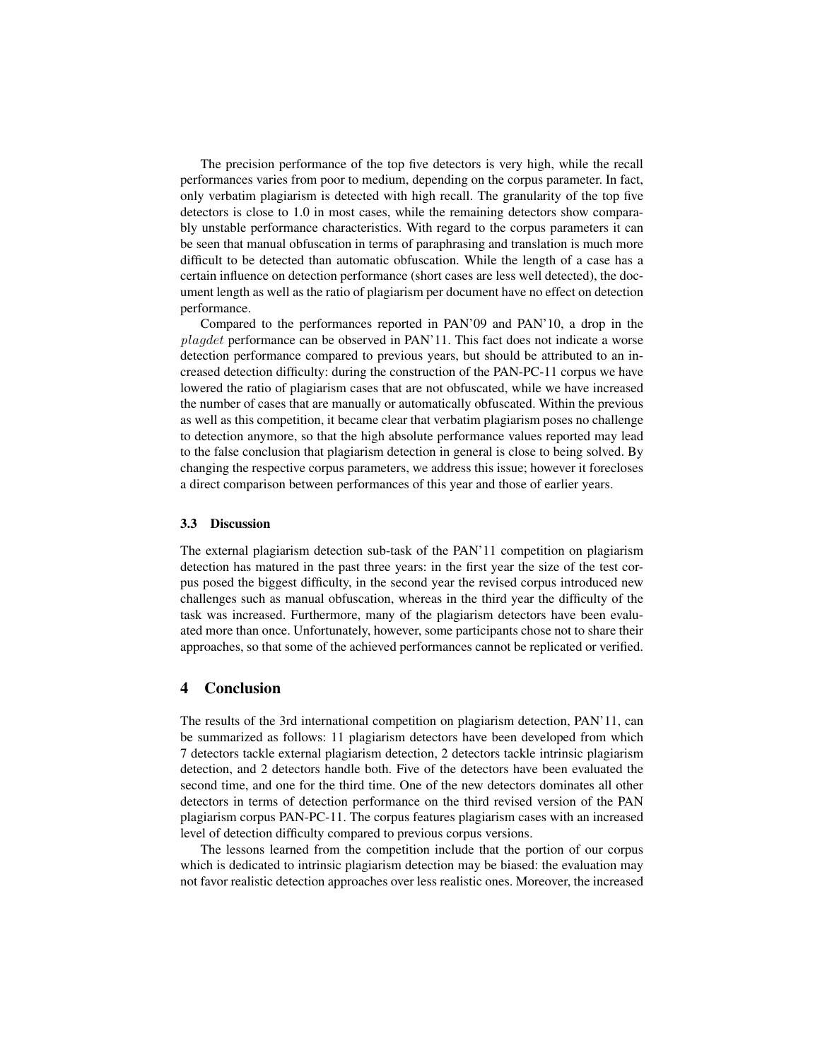The precision performance of the top five detectors is very high, while the recall performances varies from poor to medium, depending on the corpus parameter. In fact, only verbatim plagiarism is detected with high recall. The granularity of the top five detectors is close to 1.0 in most cases, while the remaining detectors show comparably unstable performance characteristics. With regard to the corpus parameters it can be seen that manual obfuscation in terms of paraphrasing and translation is much more difficult to be detected than automatic obfuscation. While the length of a case has a certain influence on detection performance (short cases are less well detected), the document length as well as the ratio of plagiarism per document have no effect on detection performance.

Compared to the performances reported in PAN'09 and PAN'10, a drop in the $plagdet$ performance can be observed in PAN'11. This fact does not indicate a worse detection performance compared to previous years, but should be attributed to an increased detection difficulty: during the construction of the PAN-PC-11 corpus we have lowered the ratio of plagiarism cases that are not obfuscated, while we have increased the number of cases that are manually or automatically obfuscated. Within the previous as well as this competition, it became clear that verbatim plagiarism poses no challenge to detection anymore, so that the high absolute performance values reported may lead to the false conclusion that plagiarism detection in general is close to being solved. By changing the respective corpus parameters, we address this issue; however it forecloses a direct comparison between performances of this year and those of earlier years.

### 3.3 Discussion

The external plagiarism detection sub-task of the PAN'11 competition on plagiarism detection has matured in the past three years: in the first year the size of the test corpus posed the biggest difficulty, in the second year the revised corpus introduced new challenges such as manual obfuscation, whereas in the third year the difficulty of the task was increased. Furthermore, many of the plagiarism detectors have been evaluated more than once. Unfortunately, however, some participants chose not to share their approaches, so that some of the achieved performances cannot be replicated or verified.

## 4 Conclusion

The results of the 3rd international competition on plagiarism detection, PAN'11, can be summarized as follows: 11 plagiarism detectors have been developed from which 7 detectors tackle external plagiarism detection, 2 detectors tackle intrinsic plagiarism detection, and 2 detectors handle both. Five of the detectors have been evaluated the second time, and one for the third time. One of the new detectors dominates all other detectors in terms of detection performance on the third revised version of the PAN plagiarism corpus PAN-PC-11. The corpus features plagiarism cases with an increased level of detection difficulty compared to previous corpus versions.

The lessons learned from the competition include that the portion of our corpus which is dedicated to intrinsic plagiarism detection may be biased: the evaluation may not favor realistic detection approaches over less realistic ones. Moreover, the increased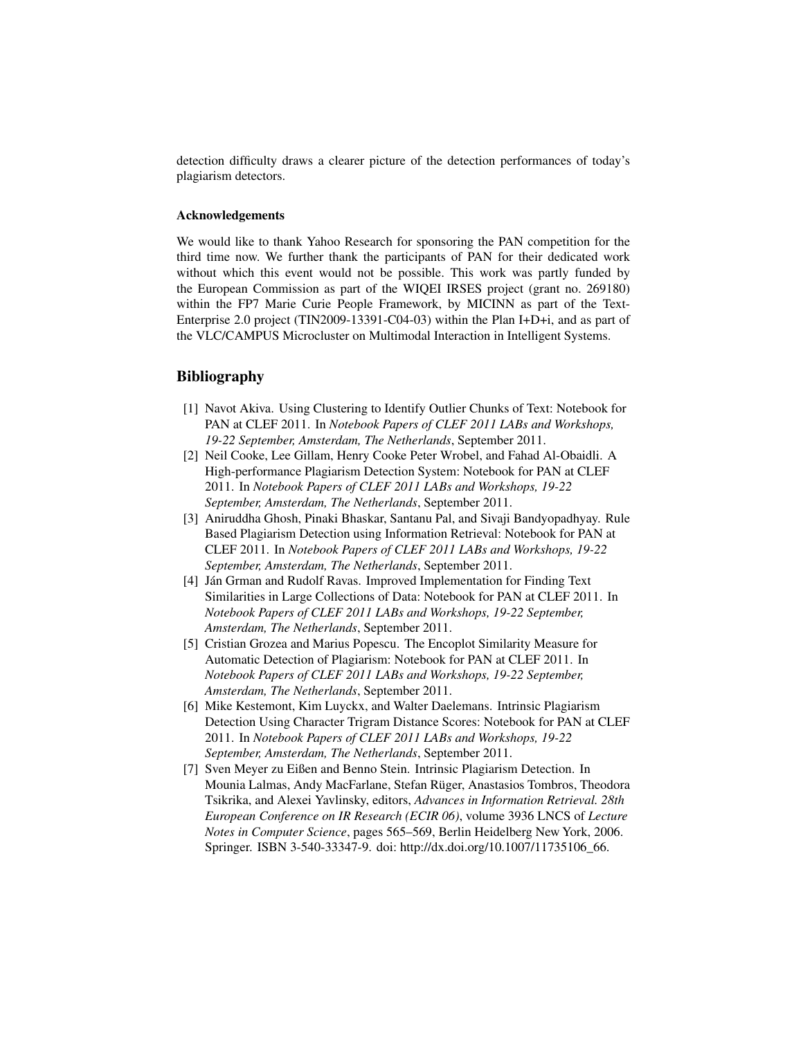detection difficulty draws a clearer picture of the detection performances of today's plagiarism detectors.

#### Acknowledgements

We would like to thank Yahoo Research for sponsoring the PAN competition for the third time now. We further thank the participants of PAN for their dedicated work without which this event would not be possible. This work was partly funded by the European Commission as part of the WIQEI IRSES project (grant no. 269180) within the FP7 Marie Curie People Framework, by MICINN as part of the Text-Enterprise 2.0 project (TIN2009-13391-C04-03) within the Plan I+D+i, and as part of the VLC/CAMPUS Microcluster on Multimodal Interaction in Intelligent Systems.

## Bibliography

[1] Navot Akiva. Using Clustering to Identify Outlier Chunks of Text: Notebook for PAN at CLEF 2011. In *Notebook Papers of CLEF 2011 LABs and Workshops, 19-22 September, Amsterdam, The Netherlands*, September 2011.

[2] Neil Cooke, Lee Gillam, Henry Cooke Peter Wrobel, and Fahad Al-Obaidli. A High-performance Plagiarism Detection System: Notebook for PAN at CLEF 2011. In *Notebook Papers of CLEF 2011 LABs and Workshops, 19-22 September, Amsterdam, The Netherlands*, September 2011.

[3] Aniruddha Ghosh, Pinaki Bhaskar, Santanu Pal, and Sivaji Bandyopadhyay. Rule Based Plagiarism Detection using Information Retrieval: Notebook for PAN at CLEF 2011. In *Notebook Papers of CLEF 2011 LABs and Workshops, 19-22 September, Amsterdam, The Netherlands*, September 2011.

[4] Ján Grman and Rudolf Ravas. Improved Implementation for Finding Text Similarities in Large Collections of Data: Notebook for PAN at CLEF 2011. In *Notebook Papers of CLEF 2011 LABs and Workshops, 19-22 September, Amsterdam, The Netherlands*, September 2011.

[5] Cristian Grozea and Marius Popescu. The Encoplot Similarity Measure for Automatic Detection of Plagiarism: Notebook for PAN at CLEF 2011. In *Notebook Papers of CLEF 2011 LABs and Workshops, 19-22 September, Amsterdam, The Netherlands*, September 2011.

[6] Mike Kestemont, Kim Luyckx, and Walter Daelemans. Intrinsic Plagiarism Detection Using Character Trigram Distance Scores: Notebook for PAN at CLEF 2011. In *Notebook Papers of CLEF 2011 LABs and Workshops, 19-22 September, Amsterdam, The Netherlands*, September 2011.

[7] Sven Meyer zu Eißen and Benno Stein. Intrinsic Plagiarism Detection. In Mounia Lalmas, Andy MacFarlane, Stefan Rüger, Anastasios Tombros, Theodora Tsikrika, and Alexei Yavlinsky, editors, *Advances in Information Retrieval. 28th European Conference on IR Research (ECIR 06)*, volume 3936 LNCS of *Lecture Notes in Computer Science*, pages 565–569, Berlin Heidelberg New York, 2006. Springer. ISBN 3-540-33347-9. doi: http://dx.doi.org/10.1007/11735106_66.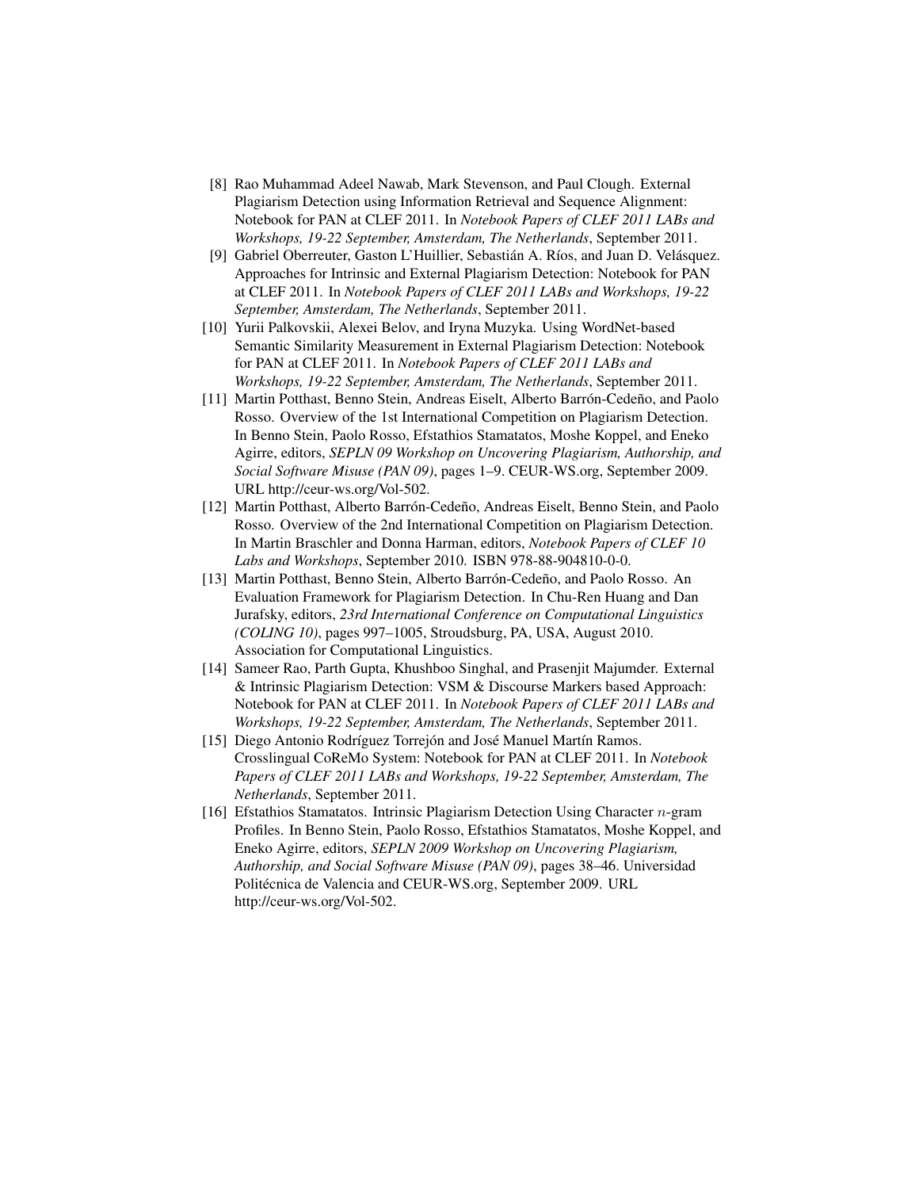[8] Rao Muhammad Adeel Nawab, Mark Stevenson, and Paul Clough. External Plagiarism Detection using Information Retrieval and Sequence Alignment: Notebook for PAN at CLEF 2011. In *Notebook Papers of CLEF 2011 LABs and Workshops, 19-22 September, Amsterdam, The Netherlands*, September 2011.

[9] Gabriel Oberreuter, Gaston L'Huillier, Sebastián A. Ríos, and Juan D. Velásquez. Approaches for Intrinsic and External Plagiarism Detection: Notebook for PAN at CLEF 2011. In *Notebook Papers of CLEF 2011 LABs and Workshops, 19-22 September, Amsterdam, The Netherlands*, September 2011.

[10] Yurii Palkovskii, Alexei Belov, and Iryna Muzyka. Using WordNet-based Semantic Similarity Measurement in External Plagiarism Detection: Notebook for PAN at CLEF 2011. In *Notebook Papers of CLEF 2011 LABs and Workshops, 19-22 September, Amsterdam, The Netherlands*, September 2011.

[11] Martin Potthast, Benno Stein, Andreas Eiselt, Alberto Barrón-Cedeño, and Paolo Rosso. Overview of the 1st International Competition on Plagiarism Detection. In Benno Stein, Paolo Rosso, Efstathios Stamatatos, Moshe Koppel, and Eneko Agirre, editors, *SEPLN 09 Workshop on Uncovering Plagiarism, Authorship, and Social Software Misuse (PAN 09)*, pages 1–9. CEUR-WS.org, September 2009. URL http://ceur-ws.org/Vol-502.

[12] Martin Potthast, Alberto Barrón-Cedeño, Andreas Eiselt, Benno Stein, and Paolo Rosso. Overview of the 2nd International Competition on Plagiarism Detection. In Martin Braschler and Donna Harman, editors, *Notebook Papers of CLEF 10 Labs and Workshops*, September 2010. ISBN 978-88-904810-0-0.

[13] Martin Potthast, Benno Stein, Alberto Barrón-Cedeño, and Paolo Rosso. An Evaluation Framework for Plagiarism Detection. In Chu-Ren Huang and Dan Jurafsky, editors, *23rd International Conference on Computational Linguistics (COLING 10)*, pages 997–1005, Stroudsburg, PA, USA, August 2010. Association for Computational Linguistics.

[14] Sameer Rao, Parth Gupta, Khushboo Singhal, and Prasenjit Majumder. External & Intrinsic Plagiarism Detection: VSM & Discourse Markers based Approach: Notebook for PAN at CLEF 2011. In *Notebook Papers of CLEF 2011 LABs and Workshops, 19-22 September, Amsterdam, The Netherlands*, September 2011.

[15] Diego Antonio Rodríguez Torrejón and José Manuel Martín Ramos. Crosslingual CoReMo System: Notebook for PAN at CLEF 2011. In *Notebook Papers of CLEF 2011 LABs and Workshops, 19-22 September, Amsterdam, The Netherlands*, September 2011.

[16] Efstathios Stamatatos. Intrinsic Plagiarism Detection Using Character $n$-gram Profiles. In Benno Stein, Paolo Rosso, Efstathios Stamatatos, Moshe Koppel, and Eneko Agirre, editors, *SEPLN 2009 Workshop on Uncovering Plagiarism, Authorship, and Social Software Misuse (PAN 09)*, pages 38–46. Universidad Politécnica de Valencia and CEUR-WS.org, September 2009. URL http://ceur-ws.org/Vol-502.